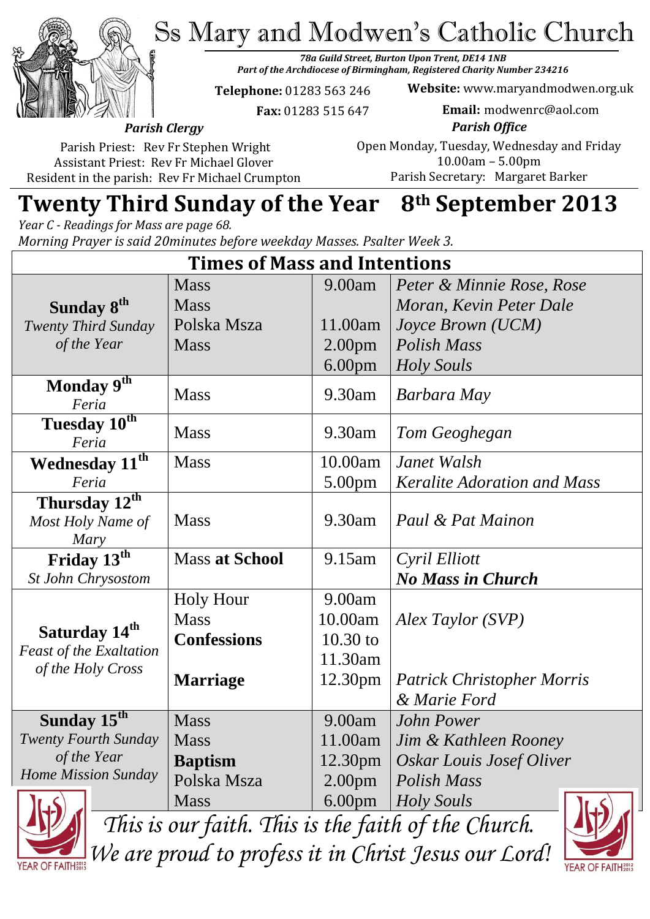# Ss Mary and Modwen's Catholic Church

*78a Guild Street, Burton Upon Trent, DE14 1NB*
*Part of the Archdiocese of Birmingham, Registered Charity Number 234216*

**Telephone:** 01283 563 246
**Fax:** 01283 515 647

**Website:** www.maryandmodwen.org.uk
**Email:** modwenrc@aol.com

***Parish Clergy***

Parish Priest: Rev Fr Stephen Wright
Assistant Priest: Rev Fr Michael Glover
Resident in the parish: Rev Fr Michael Crumpton

***Parish Office***

Open Monday, Tuesday, Wednesday and Friday
10.00am – 5.00pm
Parish Secretary: Margaret Barker

## Twenty Third Sunday of the Year 8th September 2013

*Year C - Readings for Mass are page 68.*
*Morning Prayer is said 20minutes before weekday Masses. Psalter Week 3.*

### Times of Mass and Intentions

| Day | Service | Time | Intention |
|---|---|---|---|
| **Sunday 8th** *Twenty Third Sunday of the Year* | Mass<br>Mass<br>Polska Msza<br>Mass | 9.00am<br><br>11.00am<br>2.00pm<br>6.00pm | *Peter & Minnie Rose, Rose Moran, Kevin Peter Dale*<br>*Joyce Brown (UCM)*<br>*Polish Mass*<br>*Holy Souls* |
| **Monday 9th** *Feria* | Mass | 9.30am | *Barbara May* |
| **Tuesday 10th** *Feria* | Mass | 9.30am | *Tom Geoghegan* |
| **Wednesday 11th** *Feria* | Mass | 10.00am<br>5.00pm | *Janet Walsh*<br>*Keralite Adoration and Mass* |
| **Thursday 12th** *Most Holy Name of Mary* | Mass | 9.30am | *Paul & Pat Mainon* |
| **Friday 13th** *St John Chrysostom* | Mass **at School** | 9.15am | *Cyril Elliott*<br>***No Mass in Church*** |
| **Saturday 14th** *Feast of the Exaltation of the Holy Cross* | Holy Hour<br>Mass<br>**Confessions**<br><br>**Marriage** | 9.00am<br>10.00am<br>10.30 to 11.30am<br>12.30pm | <br>*Alex Taylor (SVP)*<br><br><br>*Patrick Christopher Morris & Marie Ford* |
| **Sunday 15th** *Twenty Fourth Sunday of the Year* *Home Mission Sunday* | Mass<br>Mass<br>**Baptism**<br>Polska Msza<br>Mass | 9.00am<br>11.00am<br>12.30pm<br>2.00pm<br>6.00pm | *John Power*<br>*Jim & Kathleen Rooney*<br>*Oskar Louis Josef Oliver*<br>*Polish Mass*<br>*Holy Souls* |

*This is our faith. This is the faith of the Church.*
*We are proud to profess it in Christ Jesus our Lord!*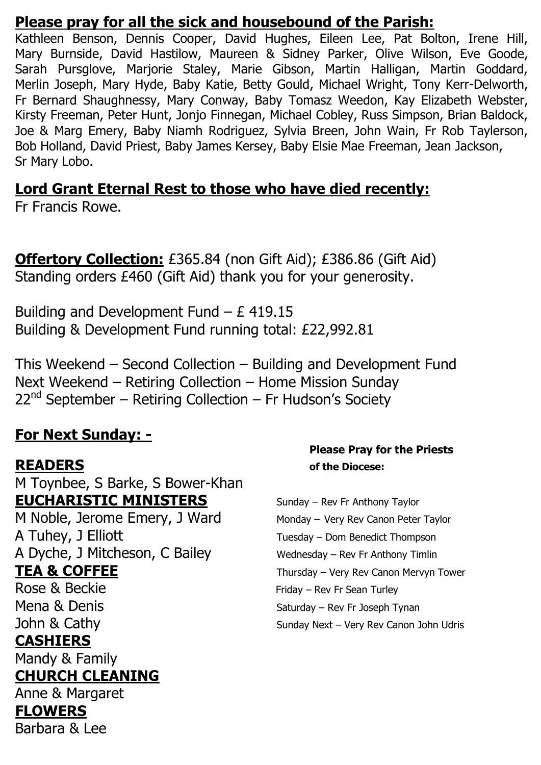## Please pray for all the sick and housebound of the Parish:

Kathleen Benson, Dennis Cooper, David Hughes, Eileen Lee, Pat Bolton, Irene Hill, Mary Burnside, David Hastilow, Maureen & Sidney Parker, Olive Wilson, Eve Goode, Sarah Pursglove, Marjorie Staley, Marie Gibson, Martin Halligan, Martin Goddard, Merlin Joseph, Mary Hyde, Baby Katie, Betty Gould, Michael Wright, Tony Kerr-Delworth, Fr Bernard Shaughnessy, Mary Conway, Baby Tomasz Weedon, Kay Elizabeth Webster, Kirsty Freeman, Peter Hunt, Jonjo Finnegan, Michael Cobley, Russ Simpson, Brian Baldock, Joe & Marg Emery, Baby Niamh Rodriguez, Sylvia Breen, John Wain, Fr Rob Taylerson, Bob Holland, David Priest, Baby James Kersey, Baby Elsie Mae Freeman, Jean Jackson, Sr Mary Lobo.

## Lord Grant Eternal Rest to those who have died recently:

Fr Francis Rowe.

**Offertory Collection:** £365.84 (non Gift Aid); £386.86 (Gift Aid)
Standing orders £460 (Gift Aid) thank you for your generosity.

Building and Development Fund – £ 419.15
Building & Development Fund running total: £22,992.81

This Weekend – Second Collection – Building and Development Fund
Next Weekend – Retiring Collection – Home Mission Sunday
22nd September – Retiring Collection – Fr Hudson's Society

## For Next Sunday: -

**READERS**

M Toynbee, S Barke, S Bower-Khan

**EUCHARISTIC MINISTERS**

M Noble, Jerome Emery, J Ward
A Tuhey, J Elliott
A Dyche, J Mitcheson, C Bailey

**TEA & COFFEE**

Rose & Beckie
Mena & Denis
John & Cathy

**CASHIERS**

Mandy & Family

**CHURCH CLEANING**

Anne & Margaret

**FLOWERS**

Barbara & Lee

**Please Pray for the Priests of the Diocese:**

Sunday – Rev Fr Anthony Taylor
Monday – Very Rev Canon Peter Taylor
Tuesday – Dom Benedict Thompson
Wednesday – Rev Fr Anthony Timlin
Thursday – Very Rev Canon Mervyn Tower
Friday – Rev Fr Sean Turley
Saturday – Rev Fr Joseph Tynan
Sunday Next – Very Rev Canon John Udris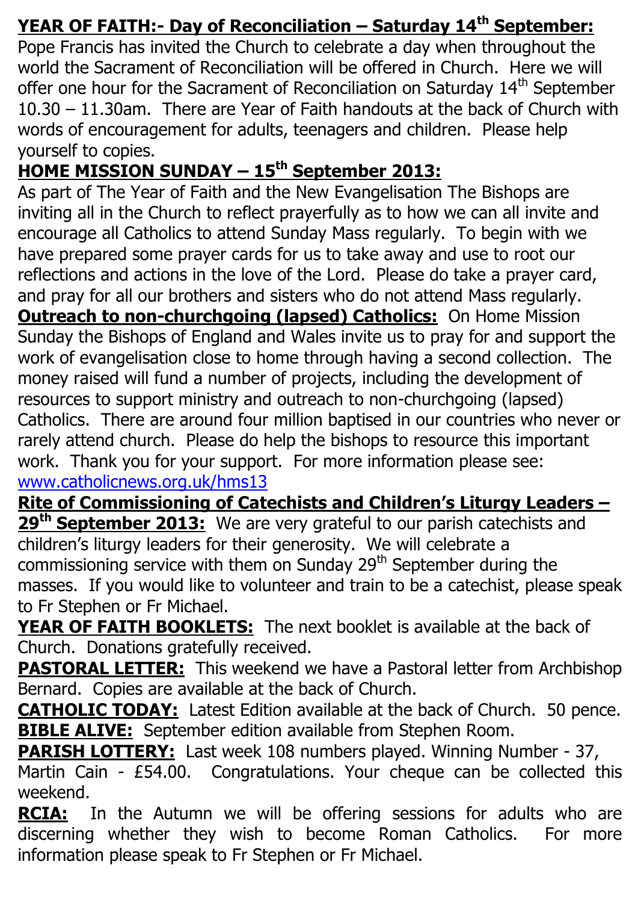**YEAR OF FAITH:- Day of Reconciliation – Saturday 14th September:**
Pope Francis has invited the Church to celebrate a day when throughout the world the Sacrament of Reconciliation will be offered in Church. Here we will offer one hour for the Sacrament of Reconciliation on Saturday 14th September 10.30 – 11.30am. There are Year of Faith handouts at the back of Church with words of encouragement for adults, teenagers and children. Please help yourself to copies.

**HOME MISSION SUNDAY – 15th September 2013:**
As part of The Year of Faith and the New Evangelisation The Bishops are inviting all in the Church to reflect prayerfully as to how we can all invite and encourage all Catholics to attend Sunday Mass regularly. To begin with we have prepared some prayer cards for us to take away and use to root our reflections and actions in the love of the Lord. Please do take a prayer card, and pray for all our brothers and sisters who do not attend Mass regularly.

**Outreach to non-churchgoing (lapsed) Catholics:** On Home Mission Sunday the Bishops of England and Wales invite us to pray for and support the work of evangelisation close to home through having a second collection. The money raised will fund a number of projects, including the development of resources to support ministry and outreach to non-churchgoing (lapsed) Catholics. There are around four million baptised in our countries who never or rarely attend church. Please do help the bishops to resource this important work. Thank you for your support. For more information please see: www.catholicnews.org.uk/hms13

**Rite of Commissioning of Catechists and Children's Liturgy Leaders – 29th September 2013:** We are very grateful to our parish catechists and children's liturgy leaders for their generosity. We will celebrate a commissioning service with them on Sunday 29th September during the masses. If you would like to volunteer and train to be a catechist, please speak to Fr Stephen or Fr Michael.

**YEAR OF FAITH BOOKLETS:** The next booklet is available at the back of Church. Donations gratefully received.

**PASTORAL LETTER:** This weekend we have a Pastoral letter from Archbishop Bernard. Copies are available at the back of Church.

**CATHOLIC TODAY:** Latest Edition available at the back of Church. 50 pence.

**BIBLE ALIVE:** September edition available from Stephen Room.

**PARISH LOTTERY:** Last week 108 numbers played. Winning Number - 37, Martin Cain - £54.00. Congratulations. Your cheque can be collected this weekend.

**RCIA:** In the Autumn we will be offering sessions for adults who are discerning whether they wish to become Roman Catholics. For more information please speak to Fr Stephen or Fr Michael.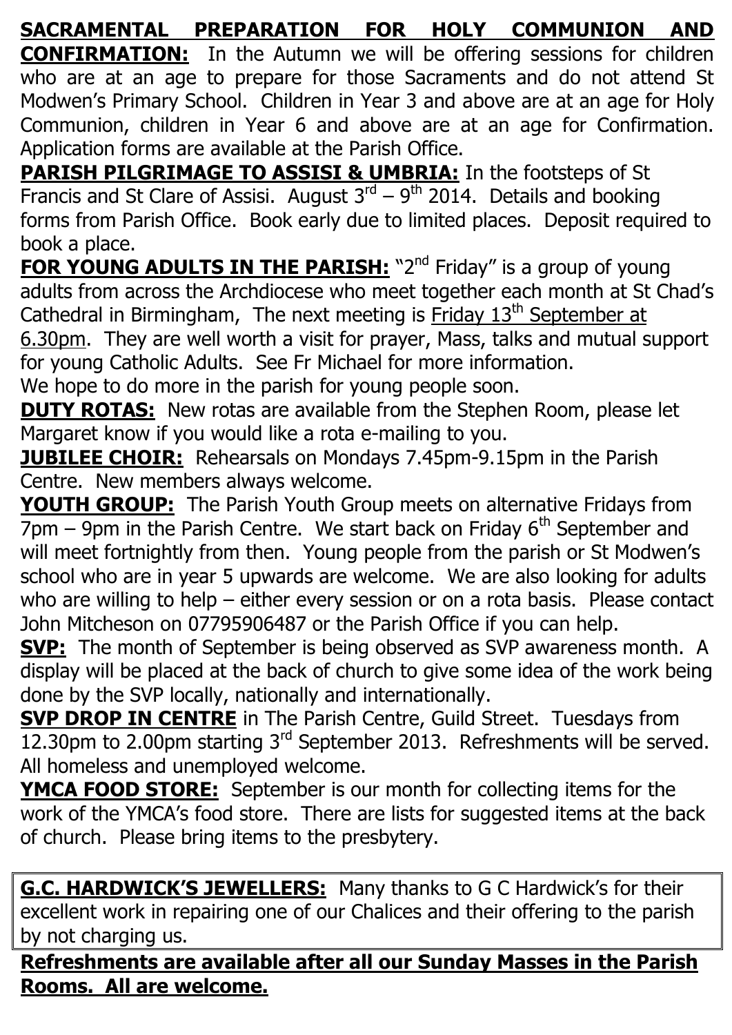**SACRAMENTAL PREPARATION FOR HOLY COMMUNION AND CONFIRMATION:** In the Autumn we will be offering sessions for children who are at an age to prepare for those Sacraments and do not attend St Modwen's Primary School. Children in Year 3 and above are at an age for Holy Communion, children in Year 6 and above are at an age for Confirmation. Application forms are available at the Parish Office.

**PARISH PILGRIMAGE TO ASSISI & UMBRIA:** In the footsteps of St Francis and St Clare of Assisi. August 3rd – 9th 2014. Details and booking forms from Parish Office. Book early due to limited places. Deposit required to book a place.

**FOR YOUNG ADULTS IN THE PARISH:** "2nd Friday" is a group of young adults from across the Archdiocese who meet together each month at St Chad's Cathedral in Birmingham, The next meeting is Friday 13th September at 6.30pm. They are well worth a visit for prayer, Mass, talks and mutual support for young Catholic Adults. See Fr Michael for more information.

We hope to do more in the parish for young people soon.

**DUTY ROTAS:** New rotas are available from the Stephen Room, please let Margaret know if you would like a rota e-mailing to you.

**JUBILEE CHOIR:** Rehearsals on Mondays 7.45pm-9.15pm in the Parish Centre. New members always welcome.

**YOUTH GROUP:** The Parish Youth Group meets on alternative Fridays from 7pm – 9pm in the Parish Centre. We start back on Friday 6th September and will meet fortnightly from then. Young people from the parish or St Modwen's school who are in year 5 upwards are welcome. We are also looking for adults who are willing to help – either every session or on a rota basis. Please contact John Mitcheson on 07795906487 or the Parish Office if you can help.

**SVP:** The month of September is being observed as SVP awareness month. A display will be placed at the back of church to give some idea of the work being done by the SVP locally, nationally and internationally.

**SVP DROP IN CENTRE** in The Parish Centre, Guild Street. Tuesdays from 12.30pm to 2.00pm starting 3rd September 2013. Refreshments will be served. All homeless and unemployed welcome.

**YMCA FOOD STORE:** September is our month for collecting items for the work of the YMCA's food store. There are lists for suggested items at the back of church. Please bring items to the presbytery.

**G.C. HARDWICK'S JEWELLERS:** Many thanks to G C Hardwick's for their excellent work in repairing one of our Chalices and their offering to the parish by not charging us.

**Refreshments are available after all our Sunday Masses in the Parish Rooms. All are welcome.**